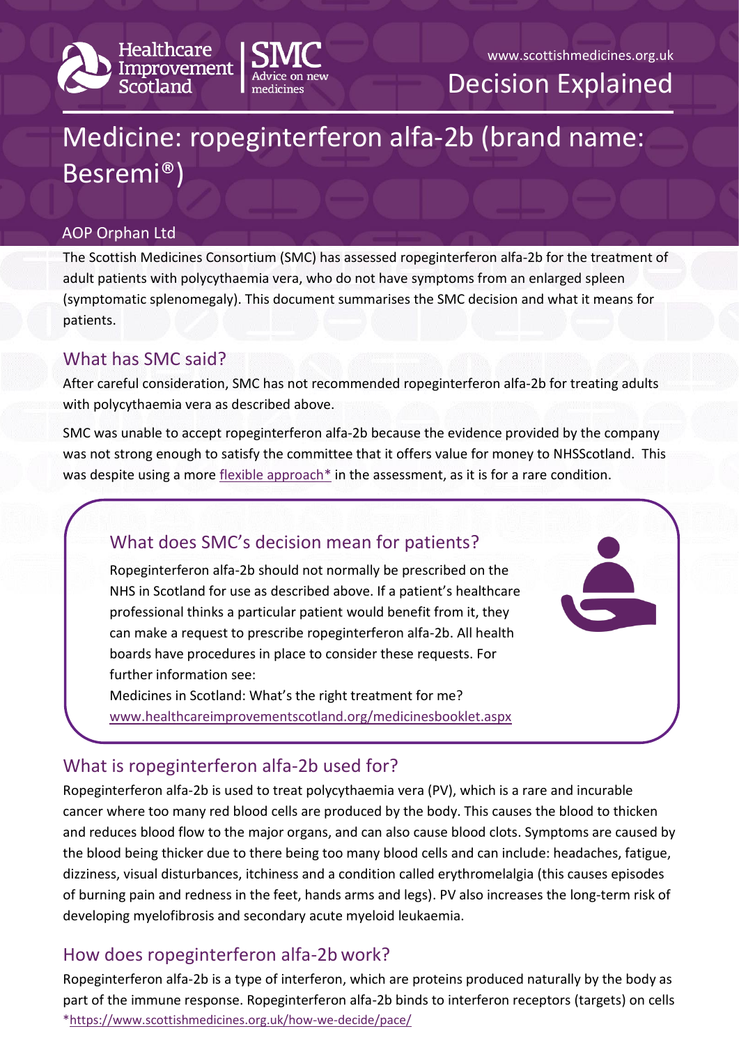Healthcare Improvement Scotland | SMC Advice on new medicines

www.scottishmedicines.org.uk

Decision Explained

# Medicine: ropeginterferon alfa-2b (brand name: Besremi®)

AOP Orphan Ltd

The Scottish Medicines Consortium (SMC) has assessed ropeginterferon alfa-2b for the treatment of adult patients with polycythaemia vera, who do not have symptoms from an enlarged spleen (symptomatic splenomegaly). This document summarises the SMC decision and what it means for patients.

## What has SMC said?

After careful consideration, SMC has not recommended ropeginterferon alfa-2b for treating adults with polycythaemia vera as described above.

SMC was unable to accept ropeginterferon alfa-2b because the evidence provided by the company was not strong enough to satisfy the committee that it offers value for money to NHSScotland. This was despite using a more flexible approach* in the assessment, as it is for a rare condition.

## What does SMC's decision mean for patients?

Ropeginterferon alfa-2b should not normally be prescribed on the NHS in Scotland for use as described above. If a patient's healthcare professional thinks a particular patient would benefit from it, they can make a request to prescribe ropeginterferon alfa-2b. All health boards have procedures in place to consider these requests. For further information see:

Medicines in Scotland: What's the right treatment for me?
www.healthcareimprovementscotland.org/medicinesbooklet.aspx

## What is ropeginterferon alfa-2b used for?

Ropeginterferon alfa-2b is used to treat polycythaemia vera (PV), which is a rare and incurable cancer where too many red blood cells are produced by the body. This causes the blood to thicken and reduces blood flow to the major organs, and can also cause blood clots. Symptoms are caused by the blood being thicker due to there being too many blood cells and can include: headaches, fatigue, dizziness, visual disturbances, itchiness and a condition called erythromelalgia (this causes episodes of burning pain and redness in the feet, hands arms and legs). PV also increases the long-term risk of developing myelofibrosis and secondary acute myeloid leukaemia.

## How does ropeginterferon alfa-2b work?

Ropeginterferon alfa-2b is a type of interferon, which are proteins produced naturally by the body as part of the immune response. Ropeginterferon alfa-2b binds to interferon receptors (targets) on cells

*https://www.scottishmedicines.org.uk/how-we-decide/pace/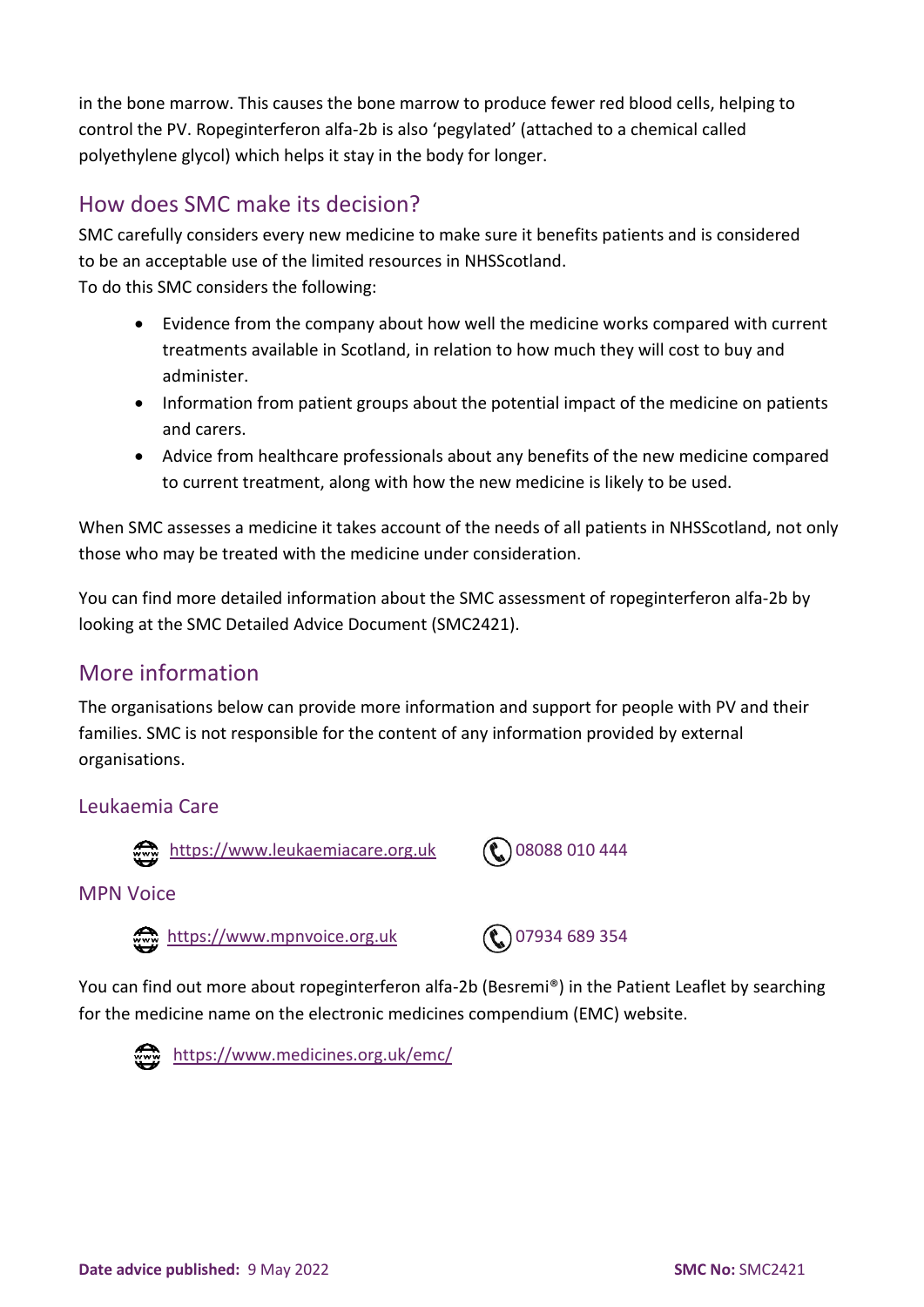in the bone marrow. This causes the bone marrow to produce fewer red blood cells, helping to control the PV. Ropeginterferon alfa-2b is also 'pegylated' (attached to a chemical called polyethylene glycol) which helps it stay in the body for longer.

## How does SMC make its decision?

SMC carefully considers every new medicine to make sure it benefits patients and is considered to be an acceptable use of the limited resources in NHSScotland.
To do this SMC considers the following:

- Evidence from the company about how well the medicine works compared with current treatments available in Scotland, in relation to how much they will cost to buy and administer.
- Information from patient groups about the potential impact of the medicine on patients and carers.
- Advice from healthcare professionals about any benefits of the new medicine compared to current treatment, along with how the new medicine is likely to be used.

When SMC assesses a medicine it takes account of the needs of all patients in NHSScotland, not only those who may be treated with the medicine under consideration.

You can find more detailed information about the SMC assessment of ropeginterferon alfa-2b by looking at the SMC Detailed Advice Document (SMC2421).

## More information

The organisations below can provide more information and support for people with PV and their families. SMC is not responsible for the content of any information provided by external organisations.

### Leukaemia Care

https://www.leukaemiacare.org.uk 08088 010 444

### MPN Voice

https://www.mpnvoice.org.uk 07934 689 354

You can find out more about ropeginterferon alfa-2b (Besremi®) in the Patient Leaflet by searching for the medicine name on the electronic medicines compendium (EMC) website.

https://www.medicines.org.uk/emc/

**Date advice published:** 9 May 2022 **SMC No:** SMC2421